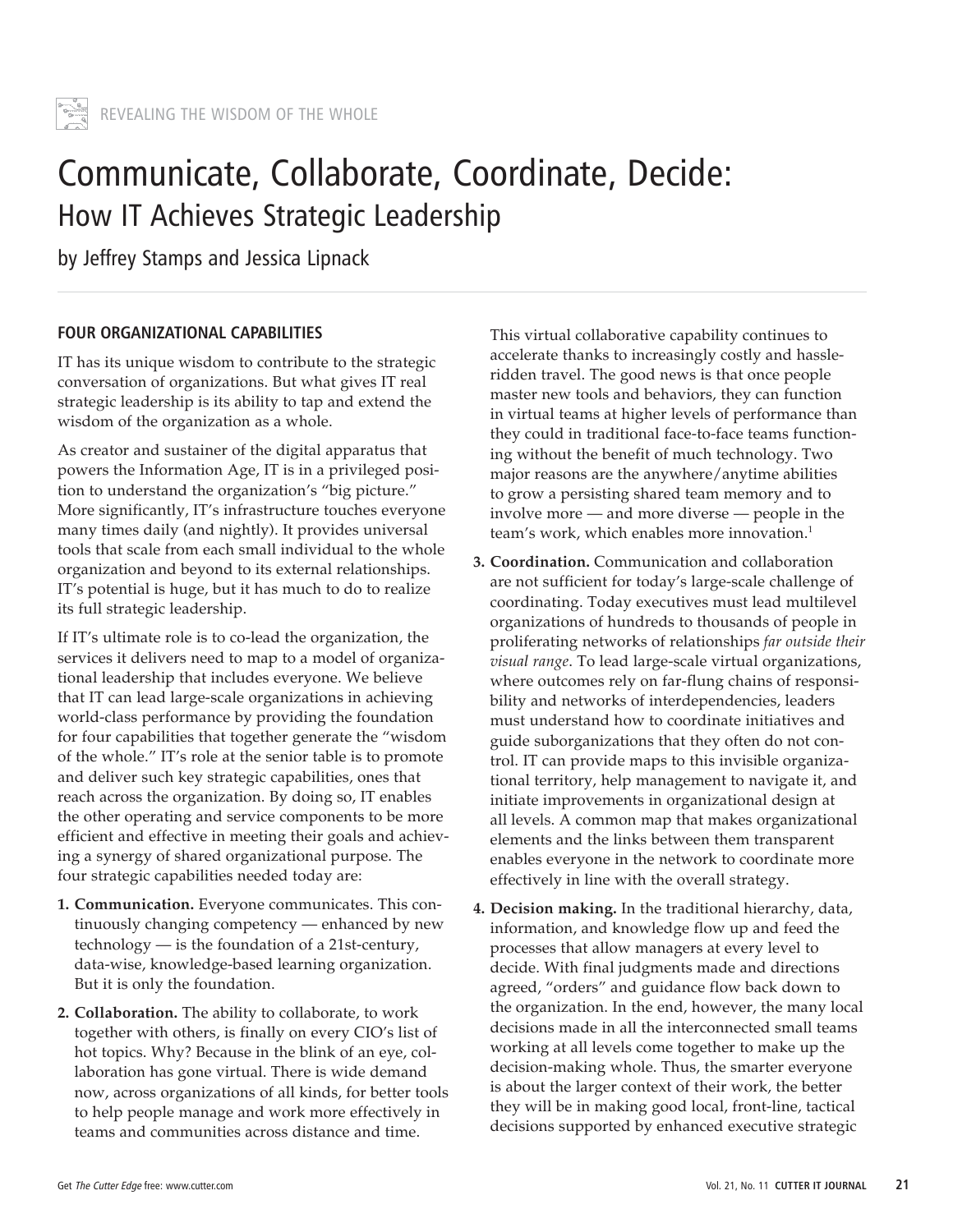# Communicate, Collaborate, Coordinate, Decide: How IT Achieves Strategic Leadership

by Jeffrey Stamps and Jessica Lipnack

## FOUR ORGANIZATIONAL CAPABILITIES

IT has its unique wisdom to contribute to the strategic conversation of organizations. But what gives IT real strategic leadership is its ability to tap and extend the wisdom of the organization as a whole.

As creator and sustainer of the digital apparatus that powers the Information Age, IT is in a privileged position to understand the organization's "big picture." More significantly, IT's infrastructure touches everyone many times daily (and nightly). It provides universal tools that scale from each small individual to the whole organization and beyond to its external relationships. IT's potential is huge, but it has much to do to realize its full strategic leadership.

If IT's ultimate role is to co-lead the organization, the services it delivers need to map to a model of organizational leadership that includes everyone. We believe that IT can lead large-scale organizations in achieving world-class performance by providing the foundation for four capabilities that together generate the "wisdom of the whole." IT's role at the senior table is to promote and deliver such key strategic capabilities, ones that reach across the organization. By doing so, IT enables the other operating and service components to be more efficient and effective in meeting their goals and achieving a synergy of shared organizational purpose. The four strategic capabilities needed today are:

1. **Communication.** Everyone communicates. This continuously changing competency — enhanced by new technology — is the foundation of a 21st-century, data-wise, knowledge-based learning organization. But it is only the foundation.

2. **Collaboration.** The ability to collaborate, to work together with others, is finally on every CIO's list of hot topics. Why? Because in the blink of an eye, collaboration has gone virtual. There is wide demand now, across organizations of all kinds, for better tools to help people manage and work more effectively in teams and communities across distance and time.

   This virtual collaborative capability continues to accelerate thanks to increasingly costly and hassle-ridden travel. The good news is that once people master new tools and behaviors, they can function in virtual teams at higher levels of performance than they could in traditional face-to-face teams functioning without the benefit of much technology. Two major reasons are the anywhere/anytime abilities to grow a persisting shared team memory and to involve more — and more diverse — people in the team's work, which enables more innovation.[1]

3. **Coordination.** Communication and collaboration are not sufficient for today's large-scale challenge of coordinating. Today executives must lead multilevel organizations of hundreds to thousands of people in proliferating networks of relationships *far outside their visual range*. To lead large-scale virtual organizations, where outcomes rely on far-flung chains of responsibility and networks of interdependencies, leaders must understand how to coordinate initiatives and guide suborganizations that they often do not control. IT can provide maps to this invisible organizational territory, help management to navigate it, and initiate improvements in organizational design at all levels. A common map that makes organizational elements and the links between them transparent enables everyone in the network to coordinate more effectively in line with the overall strategy.

4. **Decision making.** In the traditional hierarchy, data, information, and knowledge flow up and feed the processes that allow managers at every level to decide. With final judgments made and directions agreed, "orders" and guidance flow back down to the organization. In the end, however, the many local decisions made in all the interconnected small teams working at all levels come together to make up the decision-making whole. Thus, the smarter everyone is about the larger context of their work, the better they will be in making good local, front-line, tactical decisions supported by enhanced executive strategic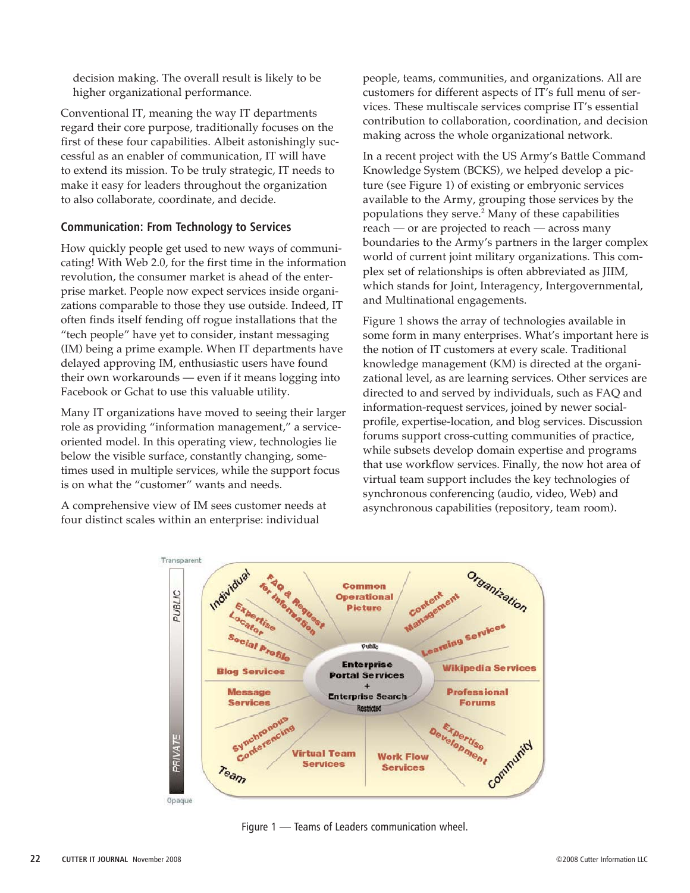decision making. The overall result is likely to be higher organizational performance.

Conventional IT, meaning the way IT departments regard their core purpose, traditionally focuses on the first of these four capabilities. Albeit astonishingly successful as an enabler of communication, IT will have to extend its mission. To be truly strategic, IT needs to make it easy for leaders throughout the organization to also collaborate, coordinate, and decide.

### Communication: From Technology to Services

How quickly people get used to new ways of communicating! With Web 2.0, for the first time in the information revolution, the consumer market is ahead of the enterprise market. People now expect services inside organizations comparable to those they use outside. Indeed, IT often finds itself fending off rogue installations that the "tech people" have yet to consider, instant messaging (IM) being a prime example. When IT departments have delayed approving IM, enthusiastic users have found their own workarounds — even if it means logging into Facebook or Gchat to use this valuable utility.

Many IT organizations have moved to seeing their larger role as providing "information management," a service-oriented model. In this operating view, technologies lie below the visible surface, constantly changing, sometimes used in multiple services, while the support focus is on what the "customer" wants and needs.

A comprehensive view of IM sees customer needs at four distinct scales within an enterprise: individual people, teams, communities, and organizations. All are customers for different aspects of IT's full menu of services. These multiscale services comprise IT's essential contribution to collaboration, coordination, and decision making across the whole organizational network.

In a recent project with the US Army's Battle Command Knowledge System (BCKS), we helped develop a picture (see Figure 1) of existing or embryonic services available to the Army, grouping those services by the populations they serve.[2] Many of these capabilities reach — or are projected to reach — across many boundaries to the Army's partners in the larger complex world of current joint military organizations. This complex set of relationships is often abbreviated as JIIM, which stands for Joint, Interagency, Intergovernmental, and Multinational engagements.

Figure 1 shows the array of technologies available in some form in many enterprises. What's important here is the notion of IT customers at every scale. Traditional knowledge management (KM) is directed at the organizational level, as are learning services. Other services are directed to and served by individuals, such as FAQ and information-request services, joined by newer social-profile, expertise-location, and blog services. Discussion forums support cross-cutting communities of practice, while subsets develop domain expertise and programs that use workflow services. Finally, the now hot area of virtual team support includes the key technologies of synchronous conferencing (audio, video, Web) and asynchronous capabilities (repository, team room).

Figure 1 — Teams of Leaders communication wheel.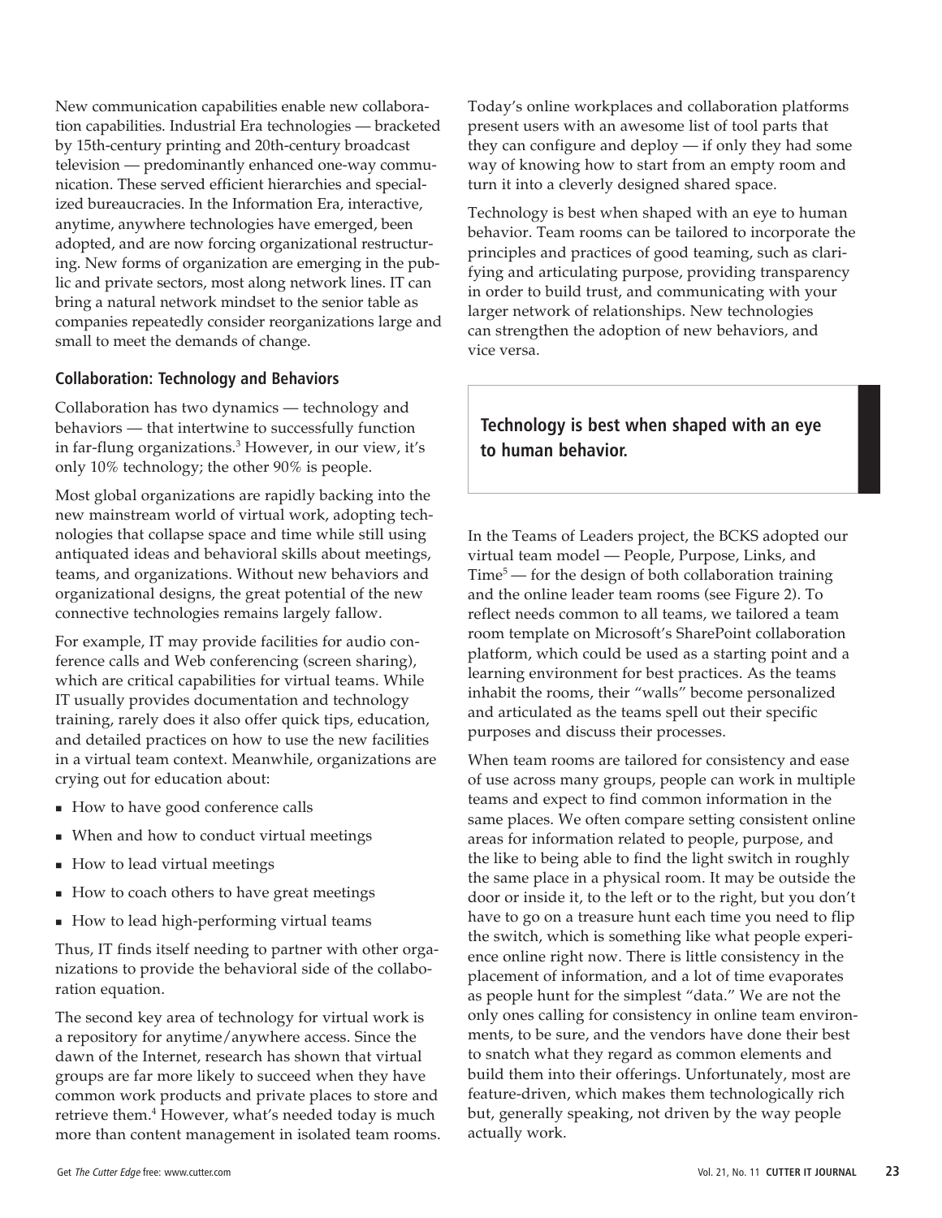New communication capabilities enable new collaboration capabilities. Industrial Era technologies — bracketed by 15th-century printing and 20th-century broadcast television — predominantly enhanced one-way communication. These served efficient hierarchies and specialized bureaucracies. In the Information Era, interactive, anytime, anywhere technologies have emerged, been adopted, and are now forcing organizational restructuring. New forms of organization are emerging in the public and private sectors, most along network lines. IT can bring a natural network mindset to the senior table as companies repeatedly consider reorganizations large and small to meet the demands of change.

### Collaboration: Technology and Behaviors

Collaboration has two dynamics — technology and behaviors — that intertwine to successfully function in far-flung organizations.[3] However, in our view, it's only 10% technology; the other 90% is people.

Most global organizations are rapidly backing into the new mainstream world of virtual work, adopting technologies that collapse space and time while still using antiquated ideas and behavioral skills about meetings, teams, and organizations. Without new behaviors and organizational designs, the great potential of the new connective technologies remains largely fallow.

For example, IT may provide facilities for audio conference calls and Web conferencing (screen sharing), which are critical capabilities for virtual teams. While IT usually provides documentation and technology training, rarely does it also offer quick tips, education, and detailed practices on how to use the new facilities in a virtual team context. Meanwhile, organizations are crying out for education about:

- How to have good conference calls
- When and how to conduct virtual meetings
- How to lead virtual meetings
- How to coach others to have great meetings
- How to lead high-performing virtual teams

Thus, IT finds itself needing to partner with other organizations to provide the behavioral side of the collaboration equation.

The second key area of technology for virtual work is a repository for anytime/anywhere access. Since the dawn of the Internet, research has shown that virtual groups are far more likely to succeed when they have common work products and private places to store and retrieve them.[4] However, what's needed today is much more than content management in isolated team rooms. Today's online workplaces and collaboration platforms present users with an awesome list of tool parts that they can configure and deploy — if only they had some way of knowing how to start from an empty room and turn it into a cleverly designed shared space.

Technology is best when shaped with an eye to human behavior. Team rooms can be tailored to incorporate the principles and practices of good teaming, such as clarifying and articulating purpose, providing transparency in order to build trust, and communicating with your larger network of relationships. New technologies can strengthen the adoption of new behaviors, and vice versa.

> **Technology is best when shaped with an eye to human behavior.**

In the Teams of Leaders project, the BCKS adopted our virtual team model — People, Purpose, Links, and Time[5] — for the design of both collaboration training and the online leader team rooms (see Figure 2). To reflect needs common to all teams, we tailored a team room template on Microsoft's SharePoint collaboration platform, which could be used as a starting point and a learning environment for best practices. As the teams inhabit the rooms, their "walls" become personalized and articulated as the teams spell out their specific purposes and discuss their processes.

When team rooms are tailored for consistency and ease of use across many groups, people can work in multiple teams and expect to find common information in the same places. We often compare setting consistent online areas for information related to people, purpose, and the like to being able to find the light switch in roughly the same place in a physical room. It may be outside the door or inside it, to the left or to the right, but you don't have to go on a treasure hunt each time you need to flip the switch, which is something like what people experience online right now. There is little consistency in the placement of information, and a lot of time evaporates as people hunt for the simplest "data." We are not the only ones calling for consistency in online team environments, to be sure, and the vendors have done their best to snatch what they regard as common elements and build them into their offerings. Unfortunately, most are feature-driven, which makes them technologically rich but, generally speaking, not driven by the way people actually work.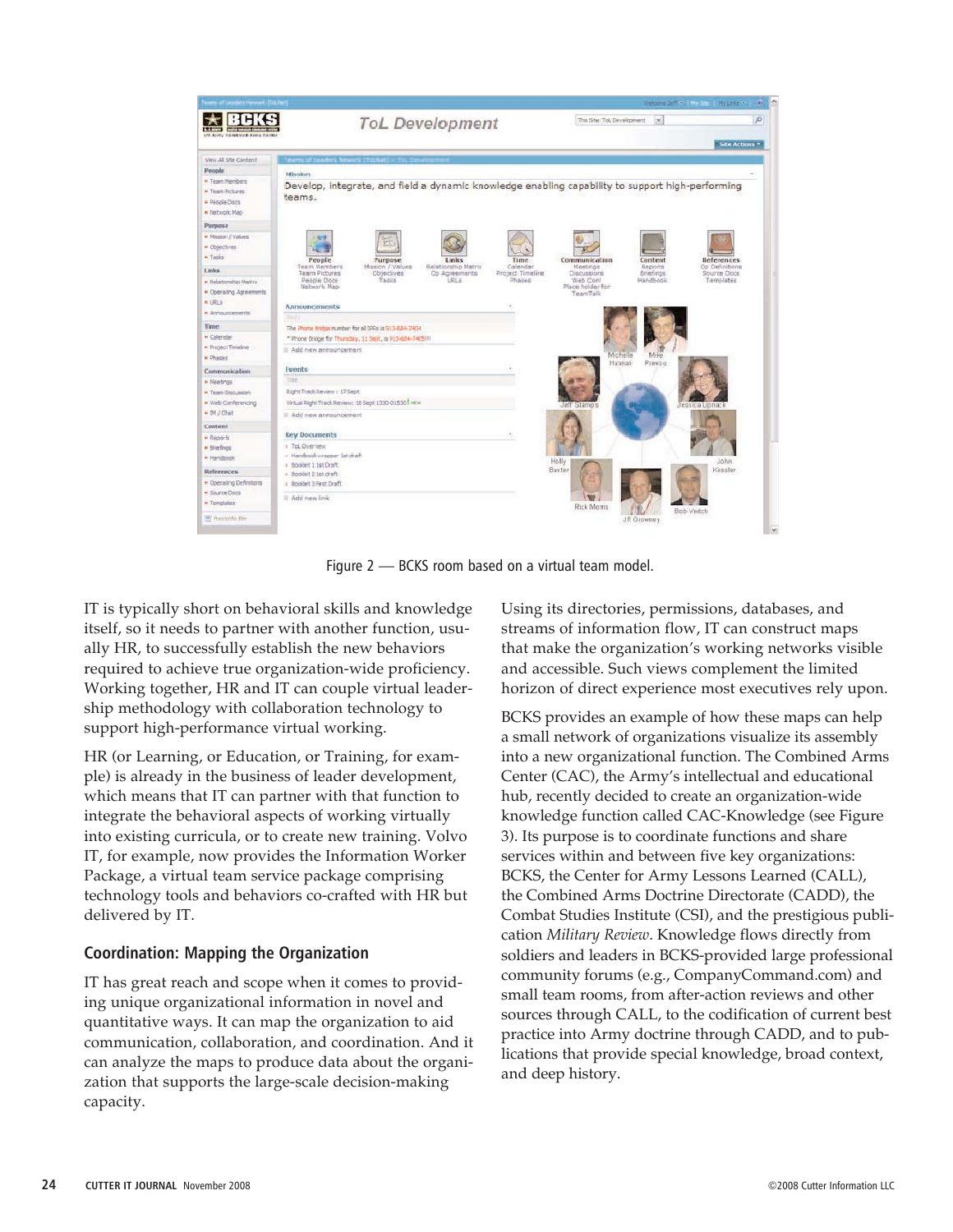Figure 2 — BCKS room based on a virtual team model.

IT is typically short on behavioral skills and knowledge itself, so it needs to partner with another function, usually HR, to successfully establish the new behaviors required to achieve true organization-wide proficiency. Working together, HR and IT can couple virtual leadership methodology with collaboration technology to support high-performance virtual working.

HR (or Learning, or Education, or Training, for example) is already in the business of leader development, which means that IT can partner with that function to integrate the behavioral aspects of working virtually into existing curricula, or to create new training. Volvo IT, for example, now provides the Information Worker Package, a virtual team service package comprising technology tools and behaviors co-crafted with HR but delivered by IT.

## Coordination: Mapping the Organization

IT has great reach and scope when it comes to providing unique organizational information in novel and quantitative ways. It can map the organization to aid communication, collaboration, and coordination. And it can analyze the maps to produce data about the organization that supports the large-scale decision-making capacity.

Using its directories, permissions, databases, and streams of information flow, IT can construct maps that make the organization's working networks visible and accessible. Such views complement the limited horizon of direct experience most executives rely upon.

BCKS provides an example of how these maps can help a small network of organizations visualize its assembly into a new organizational function. The Combined Arms Center (CAC), the Army's intellectual and educational hub, recently decided to create an organization-wide knowledge function called CAC-Knowledge (see Figure 3). Its purpose is to coordinate functions and share services within and between five key organizations: BCKS, the Center for Army Lessons Learned (CALL), the Combined Arms Doctrine Directorate (CADD), the Combat Studies Institute (CSI), and the prestigious publication *Military Review*. Knowledge flows directly from soldiers and leaders in BCKS-provided large professional community forums (e.g., CompanyCommand.com) and small team rooms, from after-action reviews and other sources through CALL, to the codification of current best practice into Army doctrine through CADD, and to publications that provide special knowledge, broad context, and deep history.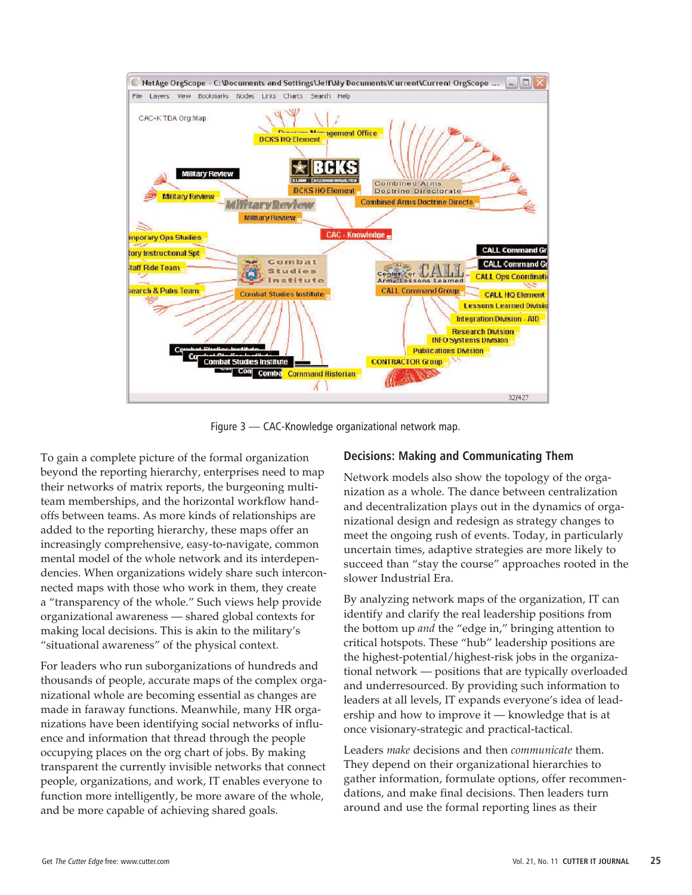Figure 3 — CAC-Knowledge organizational network map.

To gain a complete picture of the formal organization beyond the reporting hierarchy, enterprises need to map their networks of matrix reports, the burgeoning multi-team memberships, and the horizontal workflow hand-offs between teams. As more kinds of relationships are added to the reporting hierarchy, these maps offer an increasingly comprehensive, easy-to-navigate, common mental model of the whole network and its interdependencies. When organizations widely share such interconnected maps with those who work in them, they create a "transparency of the whole." Such views help provide organizational awareness — shared global contexts for making local decisions. This is akin to the military's "situational awareness" of the physical context.

For leaders who run suborganizations of hundreds and thousands of people, accurate maps of the complex organizational whole are becoming essential as changes are made in faraway functions. Meanwhile, many HR organizations have been identifying social networks of influence and information that thread through the people occupying places on the org chart of jobs. By making transparent the currently invisible networks that connect people, organizations, and work, IT enables everyone to function more intelligently, be more aware of the whole, and be more capable of achieving shared goals.

## Decisions: Making and Communicating Them

Network models also show the topology of the organization as a whole. The dance between centralization and decentralization plays out in the dynamics of organizational design and redesign as strategy changes to meet the ongoing rush of events. Today, in particularly uncertain times, adaptive strategies are more likely to succeed than "stay the course" approaches rooted in the slower Industrial Era.

By analyzing network maps of the organization, IT can identify and clarify the real leadership positions from the bottom up *and* the "edge in," bringing attention to critical hotspots. These "hub" leadership positions are the highest-potential/highest-risk jobs in the organizational network — positions that are typically overloaded and underresourced. By providing such information to leaders at all levels, IT expands everyone's idea of leadership and how to improve it — knowledge that is at once visionary-strategic and practical-tactical.

Leaders *make* decisions and then *communicate* them. They depend on their organizational hierarchies to gather information, formulate options, offer recommendations, and make final decisions. Then leaders turn around and use the formal reporting lines as their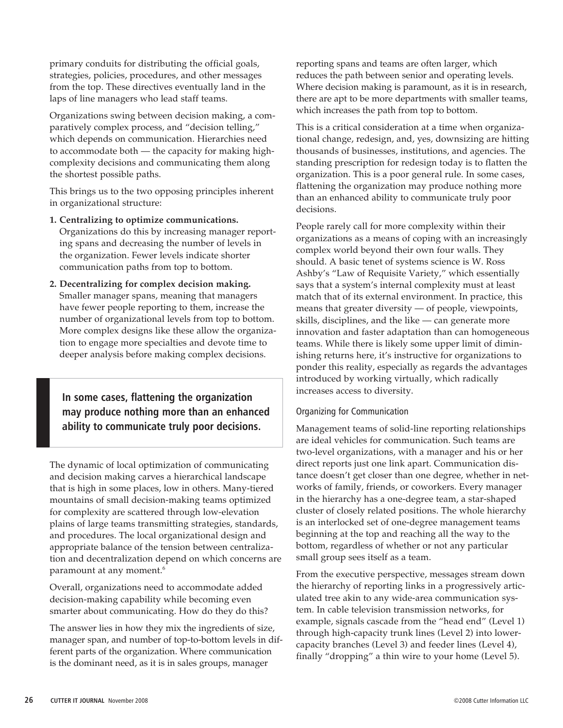primary conduits for distributing the official goals, strategies, policies, procedures, and other messages from the top. These directives eventually land in the laps of line managers who lead staff teams.

Organizations swing between decision making, a comparatively complex process, and "decision telling," which depends on communication. Hierarchies need to accommodate both — the capacity for making high-complexity decisions and communicating them along the shortest possible paths.

This brings us to the two opposing principles inherent in organizational structure:

1. **Centralizing to optimize communications.** Organizations do this by increasing manager reporting spans and decreasing the number of levels in the organization. Fewer levels indicate shorter communication paths from top to bottom.
2. **Decentralizing for complex decision making.** Smaller manager spans, meaning that managers have fewer people reporting to them, increase the number of organizational levels from top to bottom. More complex designs like these allow the organization to engage more specialties and devote time to deeper analysis before making complex decisions.

> **In some cases, flattening the organization may produce nothing more than an enhanced ability to communicate truly poor decisions.**

The dynamic of local optimization of communicating and decision making carves a hierarchical landscape that is high in some places, low in others. Many-tiered mountains of small decision-making teams optimized for complexity are scattered through low-elevation plains of large teams transmitting strategies, standards, and procedures. The local organizational design and appropriate balance of the tension between centralization and decentralization depend on which concerns are paramount at any moment.[6]

Overall, organizations need to accommodate added decision-making capability while becoming even smarter about communicating. How do they do this?

The answer lies in how they mix the ingredients of size, manager span, and number of top-to-bottom levels in different parts of the organization. Where communication is the dominant need, as it is in sales groups, manager reporting spans and teams are often larger, which reduces the path between senior and operating levels. Where decision making is paramount, as it is in research, there are apt to be more departments with smaller teams, which increases the path from top to bottom.

This is a critical consideration at a time when organizational change, redesign, and, yes, downsizing are hitting thousands of businesses, institutions, and agencies. The standing prescription for redesign today is to flatten the organization. This is a poor general rule. In some cases, flattening the organization may produce nothing more than an enhanced ability to communicate truly poor decisions.

People rarely call for more complexity within their organizations as a means of coping with an increasingly complex world beyond their own four walls. They should. A basic tenet of systems science is W. Ross Ashby's "Law of Requisite Variety," which essentially says that a system's internal complexity must at least match that of its external environment. In practice, this means that greater diversity — of people, viewpoints, skills, disciplines, and the like — can generate more innovation and faster adaptation than can homogeneous teams. While there is likely some upper limit of diminishing returns here, it's instructive for organizations to ponder this reality, especially as regards the advantages introduced by working virtually, which radically increases access to diversity.

### Organizing for Communication

Management teams of solid-line reporting relationships are ideal vehicles for communication. Such teams are two-level organizations, with a manager and his or her direct reports just one link apart. Communication distance doesn't get closer than one degree, whether in networks of family, friends, or coworkers. Every manager in the hierarchy has a one-degree team, a star-shaped cluster of closely related positions. The whole hierarchy is an interlocked set of one-degree management teams beginning at the top and reaching all the way to the bottom, regardless of whether or not any particular small group sees itself as a team.

From the executive perspective, messages stream down the hierarchy of reporting links in a progressively articulated tree akin to any wide-area communication system. In cable television transmission networks, for example, signals cascade from the "head end" (Level 1) through high-capacity trunk lines (Level 2) into lower-capacity branches (Level 3) and feeder lines (Level 4), finally "dropping" a thin wire to your home (Level 5).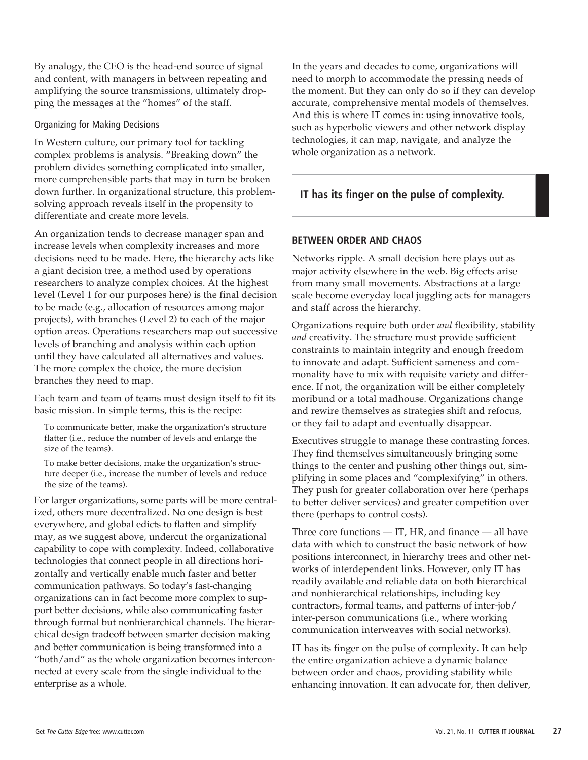By analogy, the CEO is the head-end source of signal and content, with managers in between repeating and amplifying the source transmissions, ultimately dropping the messages at the "homes" of the staff.

### Organizing for Making Decisions

In Western culture, our primary tool for tackling complex problems is analysis. "Breaking down" the problem divides something complicated into smaller, more comprehensible parts that may in turn be broken down further. In organizational structure, this problem-solving approach reveals itself in the propensity to differentiate and create more levels.

An organization tends to decrease manager span and increase levels when complexity increases and more decisions need to be made. Here, the hierarchy acts like a giant decision tree, a method used by operations researchers to analyze complex choices. At the highest level (Level 1 for our purposes here) is the final decision to be made (e.g., allocation of resources among major projects), with branches (Level 2) to each of the major option areas. Operations researchers map out successive levels of branching and analysis within each option until they have calculated all alternatives and values. The more complex the choice, the more decision branches they need to map.

Each team and team of teams must design itself to fit its basic mission. In simple terms, this is the recipe:

> To communicate better, make the organization's structure flatter (i.e., reduce the number of levels and enlarge the size of the teams).
>
> To make better decisions, make the organization's structure deeper (i.e., increase the number of levels and reduce the size of the teams).

For larger organizations, some parts will be more centralized, others more decentralized. No one design is best everywhere, and global edicts to flatten and simplify may, as we suggest above, undercut the organizational capability to cope with complexity. Indeed, collaborative technologies that connect people in all directions horizontally and vertically enable much faster and better communication pathways. So today's fast-changing organizations can in fact become more complex to support better decisions, while also communicating faster through formal but nonhierarchical channels. The hierarchical design tradeoff between smarter decision making and better communication is being transformed into a "both/and" as the whole organization becomes interconnected at every scale from the single individual to the enterprise as a whole.

In the years and decades to come, organizations will need to morph to accommodate the pressing needs of the moment. But they can only do so if they can develop accurate, comprehensive mental models of themselves. And this is where IT comes in: using innovative tools, such as hyperbolic viewers and other network display technologies, it can map, navigate, and analyze the whole organization as a network.

> **IT has its finger on the pulse of complexity.**

## BETWEEN ORDER AND CHAOS

Networks ripple. A small decision here plays out as major activity elsewhere in the web. Big effects arise from many small movements. Abstractions at a large scale become everyday local juggling acts for managers and staff across the hierarchy.

Organizations require both order *and* flexibility, stability *and* creativity. The structure must provide sufficient constraints to maintain integrity and enough freedom to innovate and adapt. Sufficient sameness and commonality have to mix with requisite variety and difference. If not, the organization will be either completely moribund or a total madhouse. Organizations change and rewire themselves as strategies shift and refocus, or they fail to adapt and eventually disappear.

Executives struggle to manage these contrasting forces. They find themselves simultaneously bringing some things to the center and pushing other things out, simplifying in some places and "complexifying" in others. They push for greater collaboration over here (perhaps to better deliver services) and greater competition over there (perhaps to control costs).

Three core functions — IT, HR, and finance — all have data with which to construct the basic network of how positions interconnect, in hierarchy trees and other networks of interdependent links. However, only IT has readily available and reliable data on both hierarchical and nonhierarchical relationships, including key contractors, formal teams, and patterns of inter-job/inter-person communications (i.e., where working communication interweaves with social networks).

IT has its finger on the pulse of complexity. It can help the entire organization achieve a dynamic balance between order and chaos, providing stability while enhancing innovation. It can advocate for, then deliver,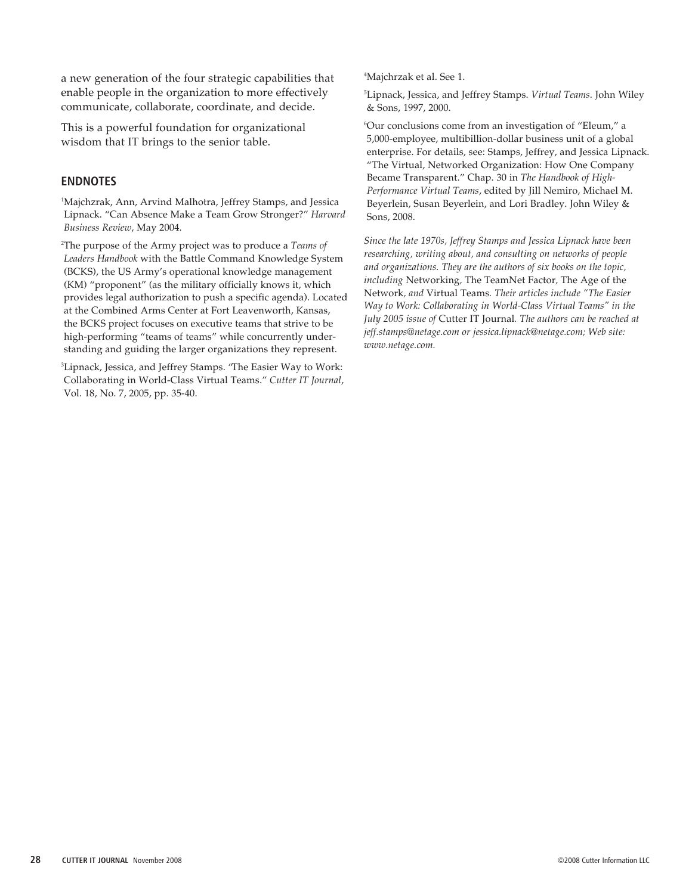a new generation of the four strategic capabilities that enable people in the organization to more effectively communicate, collaborate, coordinate, and decide.

This is a powerful foundation for organizational wisdom that IT brings to the senior table.

## ENDNOTES

[1]Majchzrak, Ann, Arvind Malhotra, Jeffrey Stamps, and Jessica Lipnack. "Can Absence Make a Team Grow Stronger?" *Harvard Business Review*, May 2004.

[2]The purpose of the Army project was to produce a *Teams of Leaders Handbook* with the Battle Command Knowledge System (BCKS), the US Army's operational knowledge management (KM) "proponent" (as the military officially knows it, which provides legal authorization to push a specific agenda). Located at the Combined Arms Center at Fort Leavenworth, Kansas, the BCKS project focuses on executive teams that strive to be high-performing "teams of teams" while concurrently understanding and guiding the larger organizations they represent.

[3]Lipnack, Jessica, and Jeffrey Stamps. "The Easier Way to Work: Collaborating in World-Class Virtual Teams." *Cutter IT Journal*, Vol. 18, No. 7, 2005, pp. 35-40.

[4]Majchrzak et al. See 1.

[5]Lipnack, Jessica, and Jeffrey Stamps. *Virtual Teams*. John Wiley & Sons, 1997, 2000.

[6]Our conclusions come from an investigation of "Eleum," a 5,000-employee, multibillion-dollar business unit of a global enterprise. For details, see: Stamps, Jeffrey, and Jessica Lipnack. "The Virtual, Networked Organization: How One Company Became Transparent." Chap. 30 in *The Handbook of High-Performance Virtual Teams*, edited by Jill Nemiro, Michael M. Beyerlein, Susan Beyerlein, and Lori Bradley. John Wiley & Sons, 2008.

*Since the late 1970s, Jeffrey Stamps and Jessica Lipnack have been researching, writing about, and consulting on networks of people and organizations. They are the authors of six books on the topic, including* Networking, The TeamNet Factor, The Age of the Network, *and* Virtual Teams. *Their articles include "The Easier Way to Work: Collaborating in World-Class Virtual Teams" in the July 2005 issue of* Cutter IT Journal. *The authors can be reached at jeff.stamps@netage.com or jessica.lipnack@netage.com; Web site: www.netage.com.*